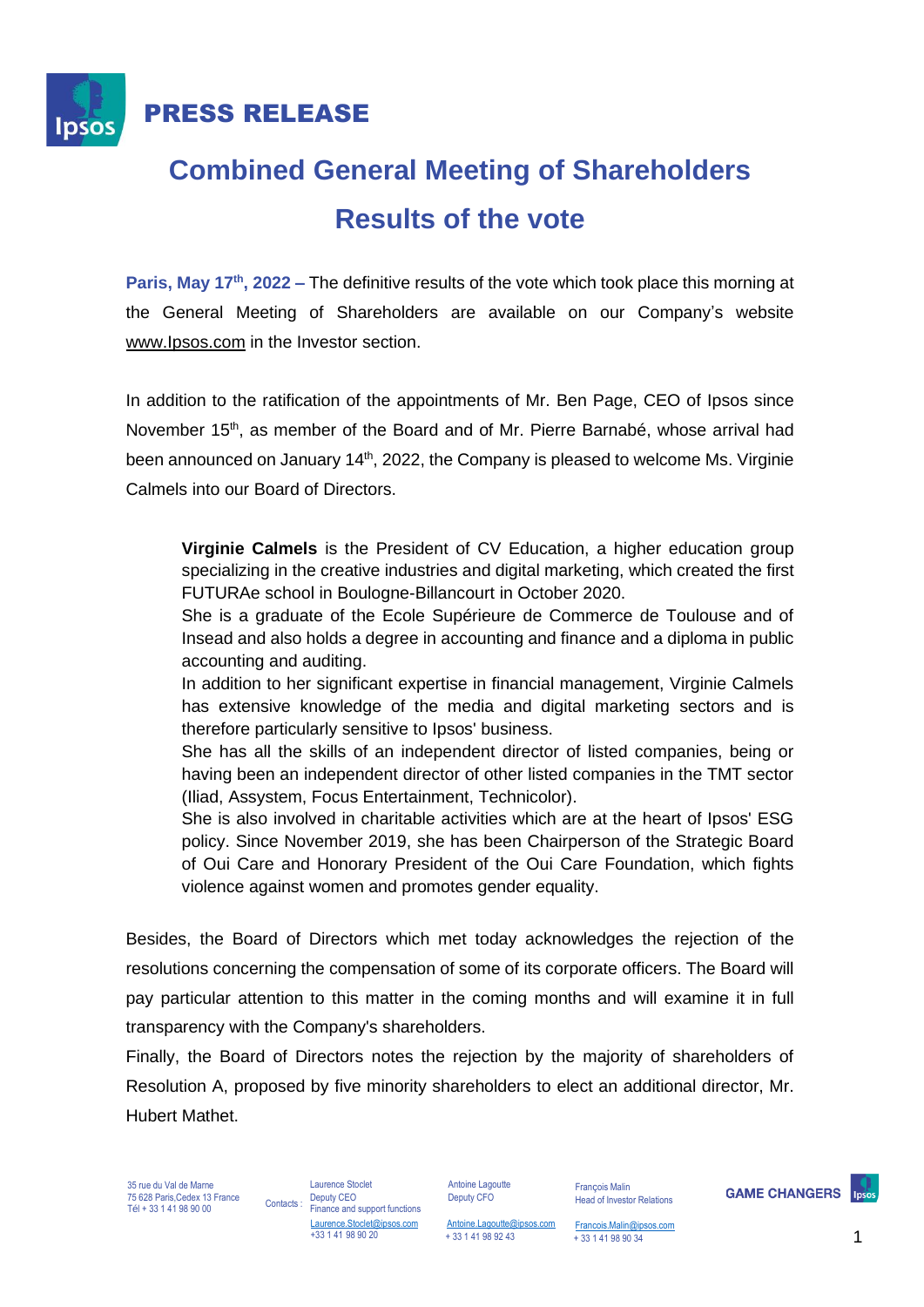# PRESS RELEASE

## Combined General Meeting of Shareholders

## Results of the vote

**Paris, May 17th, 2022 –** The definitive results of the vote which took place this morning at the General Meeting of Shareholders are available on our Company's website www.Ipsos.com in the Investor section.

In addition to the ratification of the appointments of Mr. Ben Page, CEO of Ipsos since November 15th, as member of the Board and of Mr. Pierre Barnabé, whose arrival had been announced on January 14th, 2022, the Company is pleased to welcome Ms. Virginie Calmels into our Board of Directors.

> **Virginie Calmels** is the President of CV Education, a higher education group specializing in the creative industries and digital marketing, which created the first FUTURAe school in Boulogne-Billancourt in October 2020.
> She is a graduate of the Ecole Supérieure de Commerce de Toulouse and of Insead and also holds a degree in accounting and finance and a diploma in public accounting and auditing.
> In addition to her significant expertise in financial management, Virginie Calmels has extensive knowledge of the media and digital marketing sectors and is therefore particularly sensitive to Ipsos' business.
> She has all the skills of an independent director of listed companies, being or having been an independent director of other listed companies in the TMT sector (Iliad, Assystem, Focus Entertainment, Technicolor).
> She is also involved in charitable activities which are at the heart of Ipsos' ESG policy. Since November 2019, she has been Chairperson of the Strategic Board of Oui Care and Honorary President of the Oui Care Foundation, which fights violence against women and promotes gender equality.

Besides, the Board of Directors which met today acknowledges the rejection of the resolutions concerning the compensation of some of its corporate officers. The Board will pay particular attention to this matter in the coming months and will examine it in full transparency with the Company's shareholders.

Finally, the Board of Directors notes the rejection by the majority of shareholders of Resolution A, proposed by five minority shareholders to elect an additional director, Mr. Hubert Mathet.

35 rue du Val de Marne
75 628 Paris,Cedex 13 France
Tél + 33 1 41 98 90 00

Contacts :

Laurence Stoclet
Deputy CEO
Finance and support functions
Laurence.Stoclet@ipsos.com
+33 1 41 98 90 20

Antoine Lagoutte
Deputy CFO
Antoine.Lagoutte@ipsos.com
+ 33 1 41 98 92 43

François Malin
Head of Investor Relations
Francois.Malin@ipsos.com
+ 33 1 41 98 90 34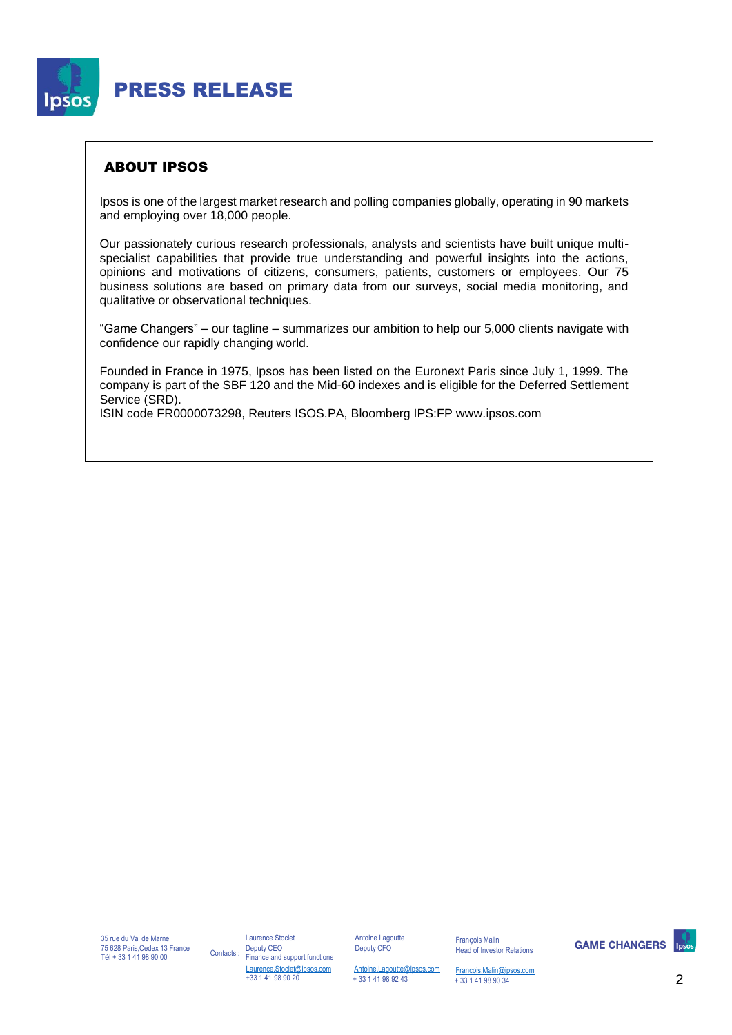# PRESS RELEASE

## ABOUT IPSOS

Ipsos is one of the largest market research and polling companies globally, operating in 90 markets and employing over 18,000 people.

Our passionately curious research professionals, analysts and scientists have built unique multi-specialist capabilities that provide true understanding and powerful insights into the actions, opinions and motivations of citizens, consumers, patients, customers or employees. Our 75 business solutions are based on primary data from our surveys, social media monitoring, and qualitative or observational techniques.

"Game Changers" – our tagline – summarizes our ambition to help our 5,000 clients navigate with confidence our rapidly changing world.

Founded in France in 1975, Ipsos has been listed on the Euronext Paris since July 1, 1999. The company is part of the SBF 120 and the Mid-60 indexes and is eligible for the Deferred Settlement Service (SRD).
ISIN code FR0000073298, Reuters ISOS.PA, Bloomberg IPS:FP www.ipsos.com

35 rue du Val de Marne
75 628 Paris,Cedex 13 France
Tél + 33 1 41 98 90 00

Contacts :

Laurence Stoclet
Deputy CEO
Finance and support functions
Laurence.Stoclet@ipsos.com
+33 1 41 98 90 20

Antoine Lagoutte
Deputy CFO
Antoine.Lagoutte@ipsos.com
+ 33 1 41 98 92 43

François Malin
Head of Investor Relations
Francois.Malin@ipsos.com
+ 33 1 41 98 90 34

GAME CHANGERS